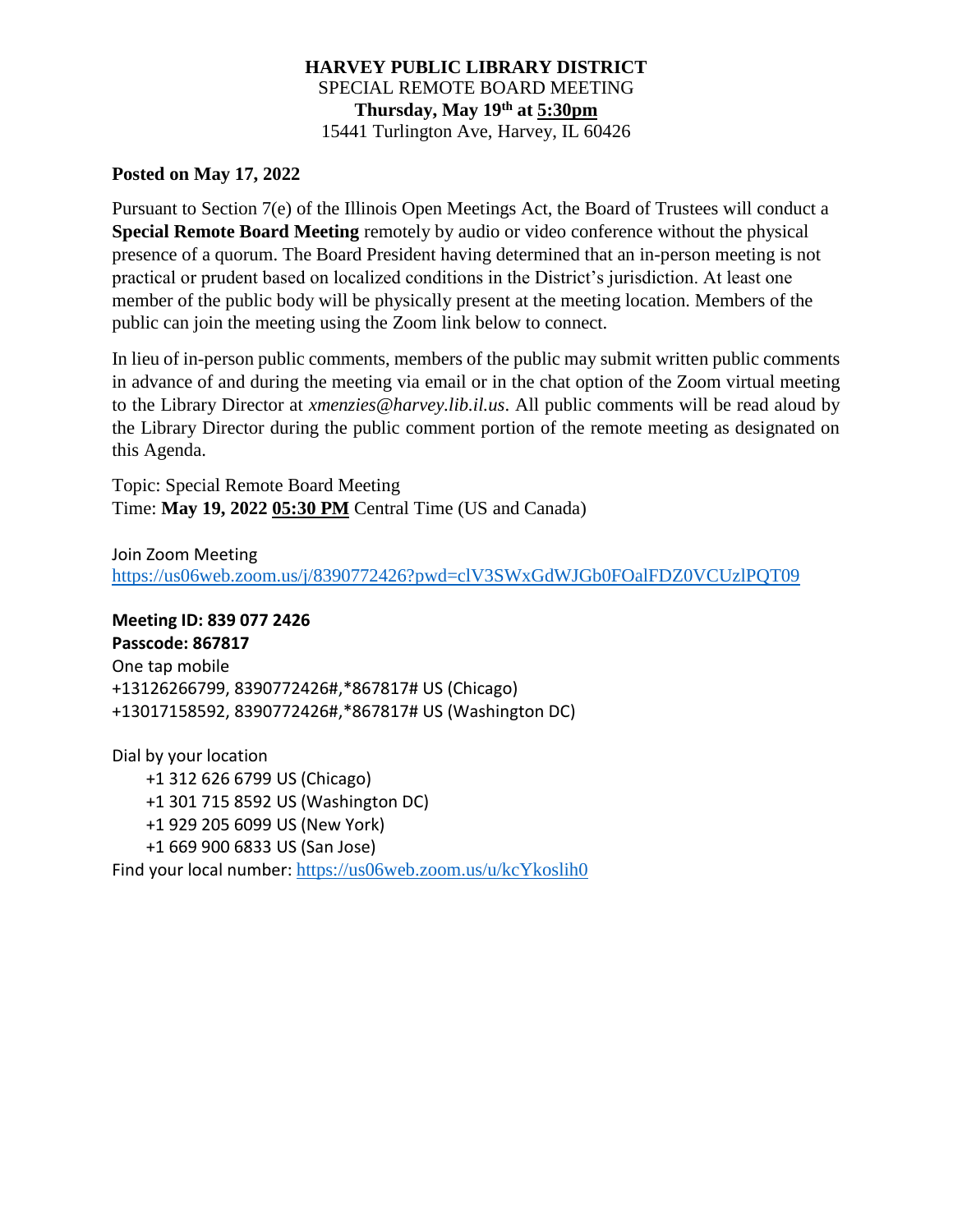**HARVEY PUBLIC LIBRARY DISTRICT**
SPECIAL REMOTE BOARD MEETING
**Thursday, May 19th at 5:30pm**
15441 Turlington Ave, Harvey, IL 60426

**Posted on May 17, 2022**

Pursuant to Section 7(e) of the Illinois Open Meetings Act, the Board of Trustees will conduct a **Special Remote Board Meeting** remotely by audio or video conference without the physical presence of a quorum. The Board President having determined that an in-person meeting is not practical or prudent based on localized conditions in the District's jurisdiction. At least one member of the public body will be physically present at the meeting location. Members of the public can join the meeting using the Zoom link below to connect.

In lieu of in-person public comments, members of the public may submit written public comments in advance of and during the meeting via email or in the chat option of the Zoom virtual meeting to the Library Director at *xmenzies@harvey.lib.il.us*. All public comments will be read aloud by the Library Director during the public comment portion of the remote meeting as designated on this Agenda.

Topic: Special Remote Board Meeting
Time: **May 19, 2022 05:30 PM** Central Time (US and Canada)

Join Zoom Meeting
https://us06web.zoom.us/j/8390772426?pwd=clV3SWxGdWJGb0FOalFDZ0VCUzlPQT09

**Meeting ID: 839 077 2426**
**Passcode: 867817**
One tap mobile
+13126266799, 8390772426#,*867817# US (Chicago)
+13017158592, 8390772426#,*867817# US (Washington DC)

Dial by your location
+1 312 626 6799 US (Chicago)
+1 301 715 8592 US (Washington DC)
+1 929 205 6099 US (New York)
+1 669 900 6833 US (San Jose)
Find your local number: https://us06web.zoom.us/u/kcYkoslih0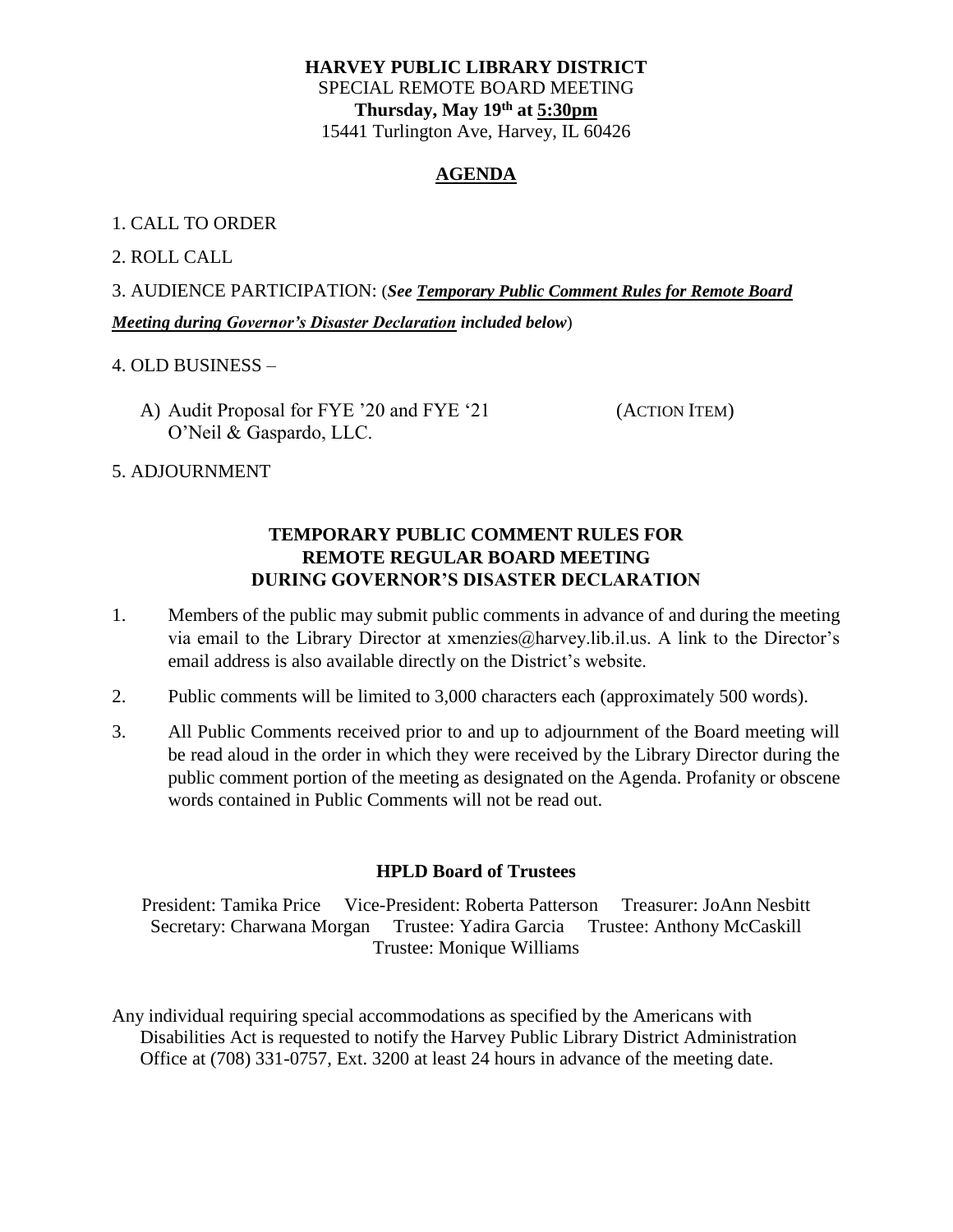**HARVEY PUBLIC LIBRARY DISTRICT**
SPECIAL REMOTE BOARD MEETING
**Thursday, May 19th at 5:30pm**
15441 Turlington Ave, Harvey, IL 60426

## AGENDA

1. CALL TO ORDER

2. ROLL CALL

3. AUDIENCE PARTICIPATION: (***See Temporary Public Comment Rules for Remote Board Meeting during Governor's Disaster Declaration included below***)

4. OLD BUSINESS –

   A) Audit Proposal for FYE '20 and FYE '21 (ACTION ITEM)
   O'Neil & Gaspardo, LLC.

5. ADJOURNMENT

### TEMPORARY PUBLIC COMMENT RULES FOR REMOTE REGULAR BOARD MEETING DURING GOVERNOR'S DISASTER DECLARATION

1. Members of the public may submit public comments in advance of and during the meeting via email to the Library Director at xmenzies@harvey.lib.il.us. A link to the Director's email address is also available directly on the District's website.

2. Public comments will be limited to 3,000 characters each (approximately 500 words).

3. All Public Comments received prior to and up to adjournment of the Board meeting will be read aloud in the order in which they were received by the Library Director during the public comment portion of the meeting as designated on the Agenda. Profanity or obscene words contained in Public Comments will not be read out.

**HPLD Board of Trustees**

President: Tamika Price Vice-President: Roberta Patterson Treasurer: JoAnn Nesbitt
Secretary: Charwana Morgan Trustee: Yadira Garcia Trustee: Anthony McCaskill
Trustee: Monique Williams

Any individual requiring special accommodations as specified by the Americans with Disabilities Act is requested to notify the Harvey Public Library District Administration Office at (708) 331-0757, Ext. 3200 at least 24 hours in advance of the meeting date.